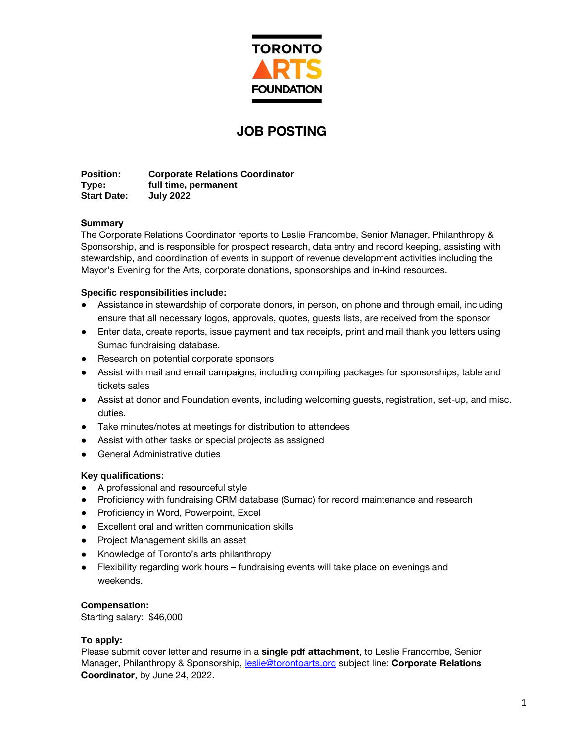TORONTO ARTS FOUNDATION

# JOB POSTING

**Position:** **Corporate Relations Coordinator**
**Type:** **full time, permanent**
**Start Date:** **July 2022**

### Summary

The Corporate Relations Coordinator reports to Leslie Francombe, Senior Manager, Philanthropy & Sponsorship, and is responsible for prospect research, data entry and record keeping, assisting with stewardship, and coordination of events in support of revenue development activities including the Mayor's Evening for the Arts, corporate donations, sponsorships and in-kind resources.

### Specific responsibilities include:

- Assistance in stewardship of corporate donors, in person, on phone and through email, including ensure that all necessary logos, approvals, quotes, guests lists, are received from the sponsor
- Enter data, create reports, issue payment and tax receipts, print and mail thank you letters using Sumac fundraising database.
- Research on potential corporate sponsors
- Assist with mail and email campaigns, including compiling packages for sponsorships, table and tickets sales
- Assist at donor and Foundation events, including welcoming guests, registration, set-up, and misc. duties.
- Take minutes/notes at meetings for distribution to attendees
- Assist with other tasks or special projects as assigned
- General Administrative duties

### Key qualifications:

- A professional and resourceful style
- Proficiency with fundraising CRM database (Sumac) for record maintenance and research
- Proficiency in Word, Powerpoint, Excel
- Excellent oral and written communication skills
- Project Management skills an asset
- Knowledge of Toronto's arts philanthropy
- Flexibility regarding work hours – fundraising events will take place on evenings and weekends.

### Compensation:

Starting salary: $46,000

### To apply:

Please submit cover letter and resume in a **single pdf attachment**, to Leslie Francombe, Senior Manager, Philanthropy & Sponsorship, [leslie@torontoarts.org](mailto:leslie@torontoarts.org) subject line: **Corporate Relations Coordinator**, by June 24, 2022.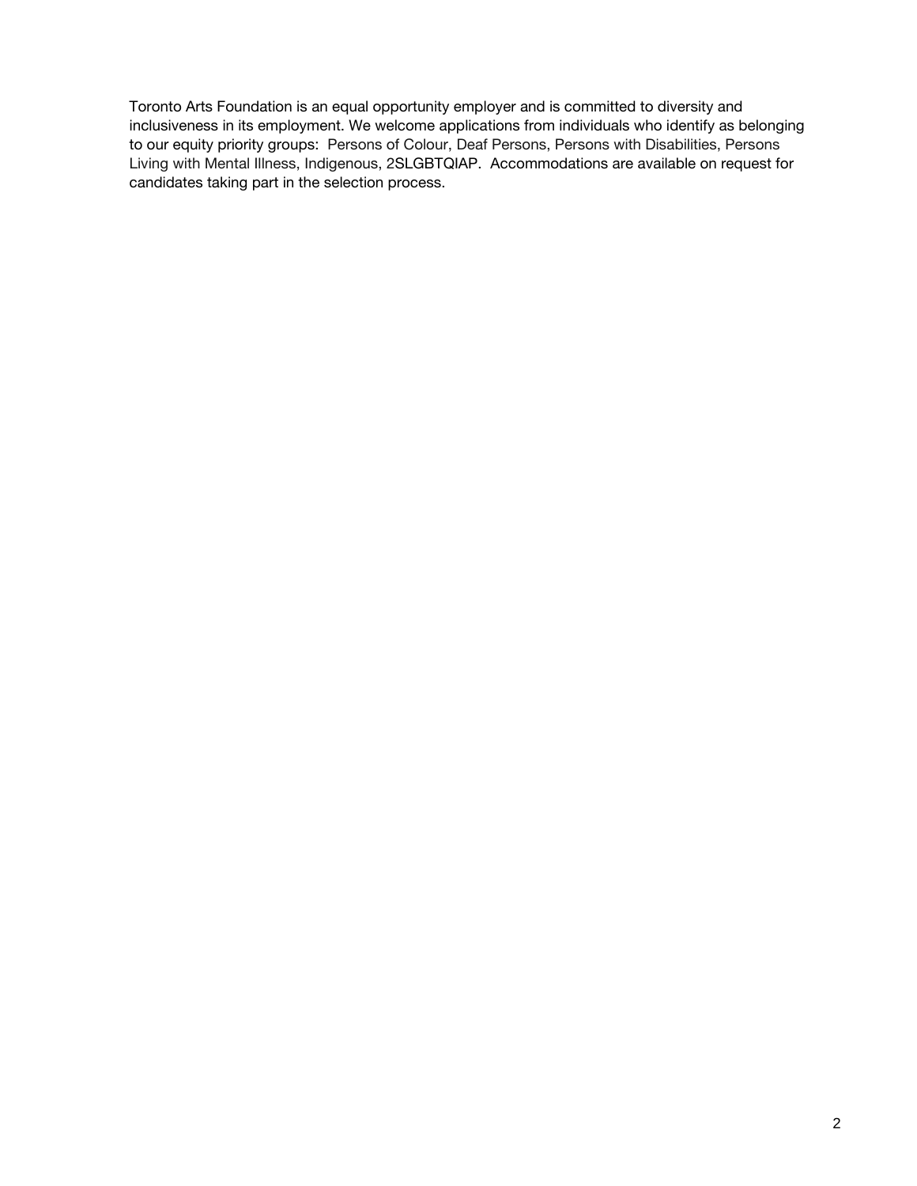Toronto Arts Foundation is an equal opportunity employer and is committed to diversity and inclusiveness in its employment. We welcome applications from individuals who identify as belonging to our equity priority groups: Persons of Colour, Deaf Persons, Persons with Disabilities, Persons Living with Mental Illness, Indigenous, 2SLGBTQIAP. Accommodations are available on request for candidates taking part in the selection process.